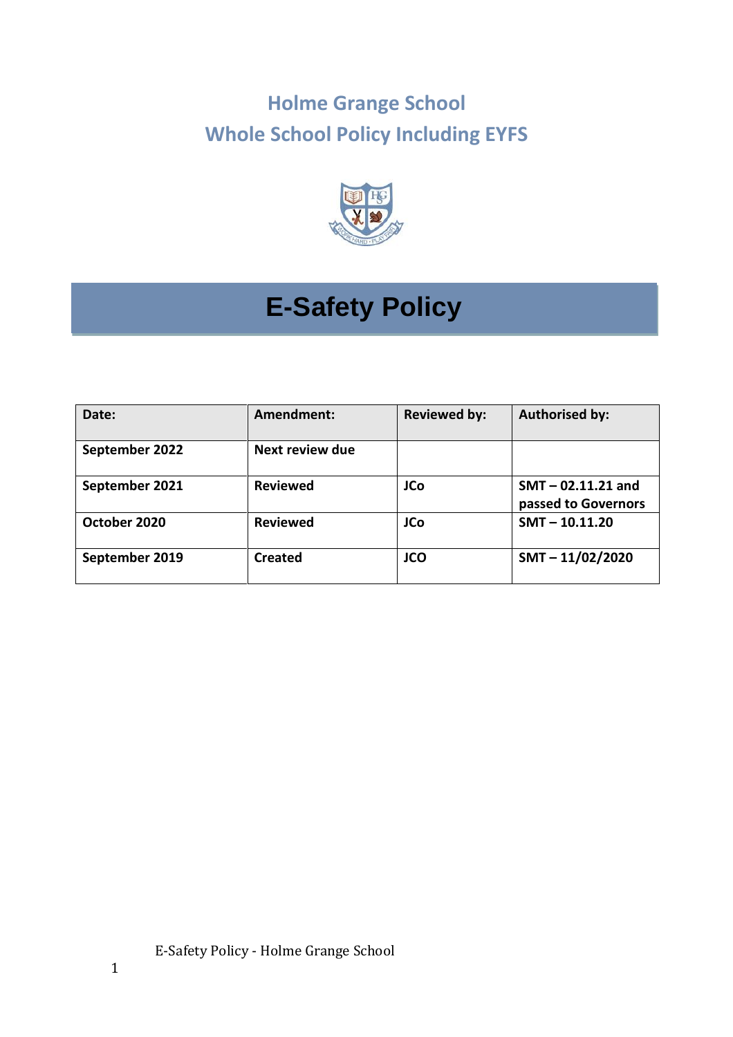# Holme Grange School
## Whole School Policy Including EYFS

# E-Safety Policy

| Date: | Amendment: | Reviewed by: | Authorised by: |
|---|---|---|---|
| September 2022 | Next review due | | |
| September 2021 | Reviewed | JCo | SMT – 02.11.21 and passed to Governors |
| October 2020 | Reviewed | JCo | SMT – 10.11.20 |
| September 2019 | Created | JCO | SMT – 11/02/2020 |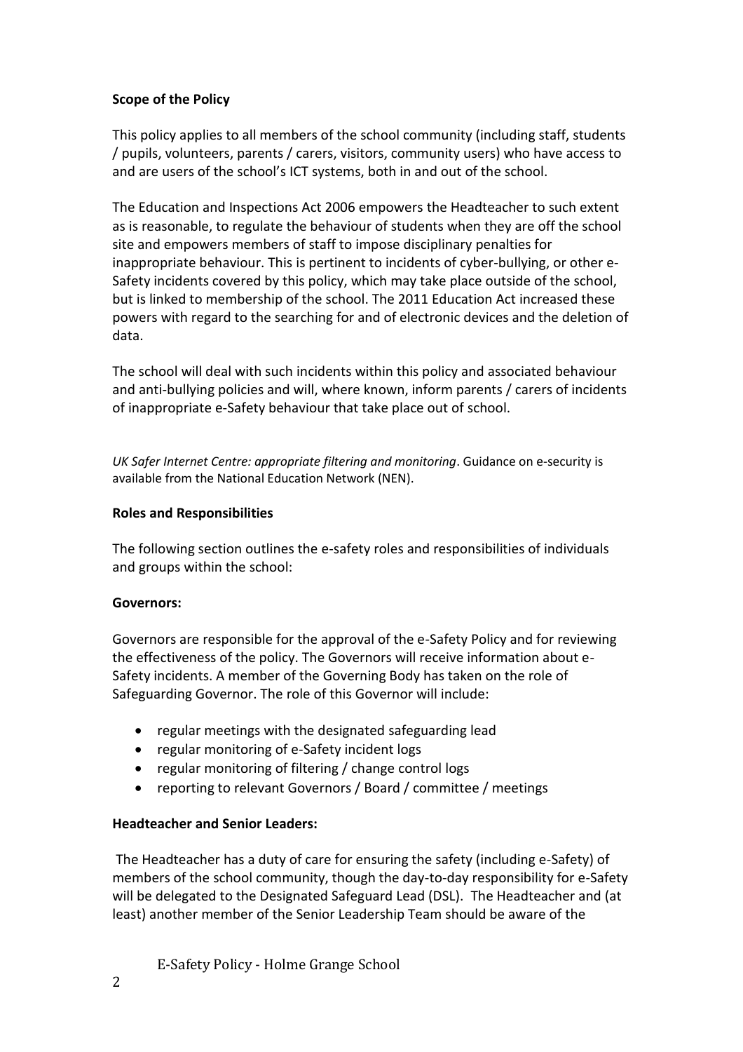**Scope of the Policy**

This policy applies to all members of the school community (including staff, students / pupils, volunteers, parents / carers, visitors, community users) who have access to and are users of the school's ICT systems, both in and out of the school.

The Education and Inspections Act 2006 empowers the Headteacher to such extent as is reasonable, to regulate the behaviour of students when they are off the school site and empowers members of staff to impose disciplinary penalties for inappropriate behaviour. This is pertinent to incidents of cyber-bullying, or other e-Safety incidents covered by this policy, which may take place outside of the school, but is linked to membership of the school. The 2011 Education Act increased these powers with regard to the searching for and of electronic devices and the deletion of data.

The school will deal with such incidents within this policy and associated behaviour and anti-bullying policies and will, where known, inform parents / carers of incidents of inappropriate e-Safety behaviour that take place out of school.

*UK Safer Internet Centre: appropriate filtering and monitoring*. Guidance on e-security is available from the National Education Network (NEN).

**Roles and Responsibilities**

The following section outlines the e-safety roles and responsibilities of individuals and groups within the school:

**Governors:**

Governors are responsible for the approval of the e-Safety Policy and for reviewing the effectiveness of the policy. The Governors will receive information about e-Safety incidents. A member of the Governing Body has taken on the role of Safeguarding Governor. The role of this Governor will include:

- regular meetings with the designated safeguarding lead
- regular monitoring of e-Safety incident logs
- regular monitoring of filtering / change control logs
- reporting to relevant Governors / Board / committee / meetings

**Headteacher and Senior Leaders:**

The Headteacher has a duty of care for ensuring the safety (including e-Safety) of members of the school community, though the day-to-day responsibility for e-Safety will be delegated to the Designated Safeguard Lead (DSL). The Headteacher and (at least) another member of the Senior Leadership Team should be aware of the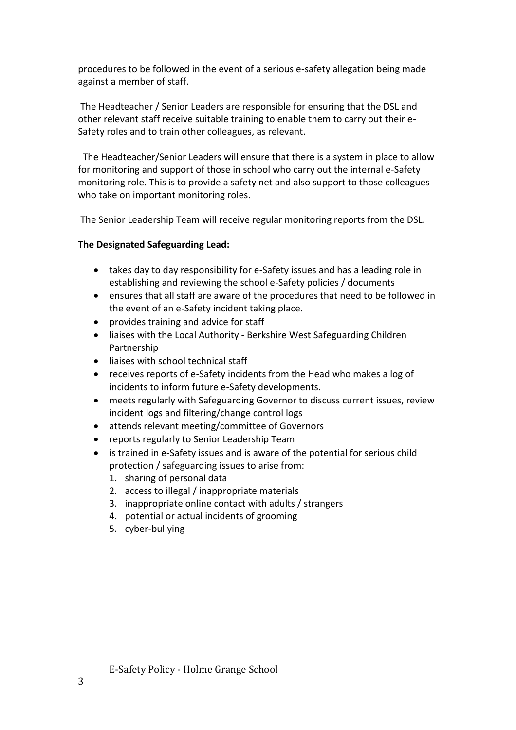procedures to be followed in the event of a serious e-safety allegation being made against a member of staff.

The Headteacher / Senior Leaders are responsible for ensuring that the DSL and other relevant staff receive suitable training to enable them to carry out their e-Safety roles and to train other colleagues, as relevant.

The Headteacher/Senior Leaders will ensure that there is a system in place to allow for monitoring and support of those in school who carry out the internal e-Safety monitoring role. This is to provide a safety net and also support to those colleagues who take on important monitoring roles.

The Senior Leadership Team will receive regular monitoring reports from the DSL.

**The Designated Safeguarding Lead:**

- takes day to day responsibility for e-Safety issues and has a leading role in establishing and reviewing the school e-Safety policies / documents
- ensures that all staff are aware of the procedures that need to be followed in the event of an e-Safety incident taking place.
- provides training and advice for staff
- liaises with the Local Authority - Berkshire West Safeguarding Children Partnership
- liaises with school technical staff
- receives reports of e-Safety incidents from the Head who makes a log of incidents to inform future e-Safety developments.
- meets regularly with Safeguarding Governor to discuss current issues, review incident logs and filtering/change control logs
- attends relevant meeting/committee of Governors
- reports regularly to Senior Leadership Team
- is trained in e-Safety issues and is aware of the potential for serious child protection / safeguarding issues to arise from:
  1. sharing of personal data
  2. access to illegal / inappropriate materials
  3. inappropriate online contact with adults / strangers
  4. potential or actual incidents of grooming
  5. cyber-bullying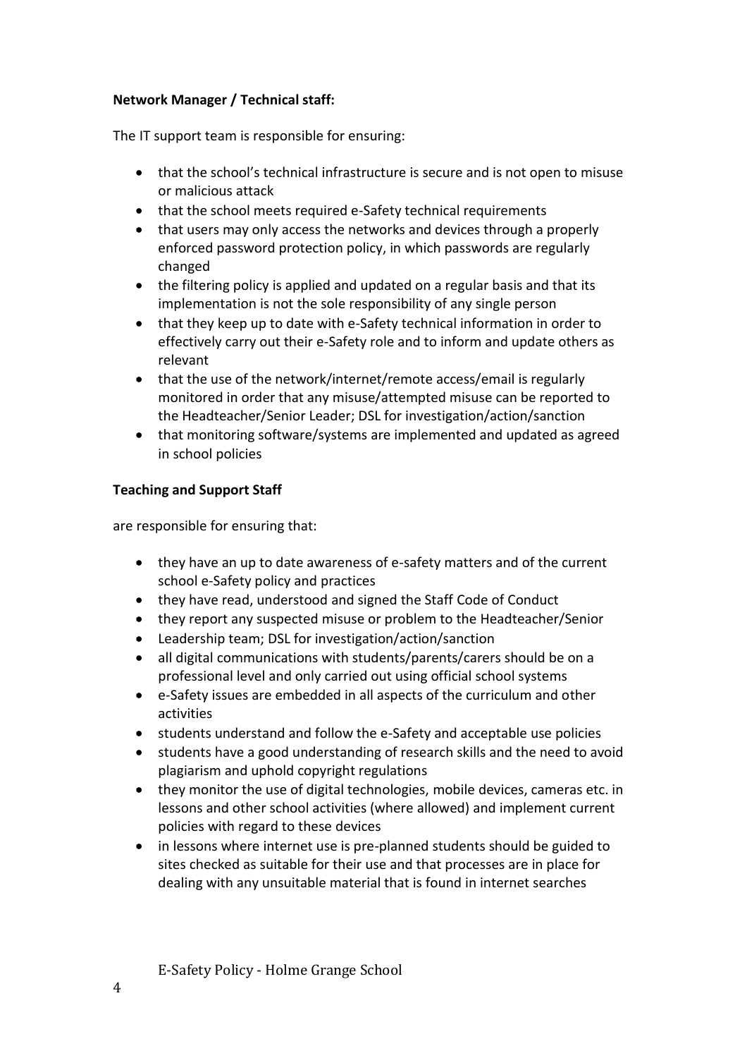**Network Manager / Technical staff:**

The IT support team is responsible for ensuring:

- that the school's technical infrastructure is secure and is not open to misuse or malicious attack
- that the school meets required e-Safety technical requirements
- that users may only access the networks and devices through a properly enforced password protection policy, in which passwords are regularly changed
- the filtering policy is applied and updated on a regular basis and that its implementation is not the sole responsibility of any single person
- that they keep up to date with e-Safety technical information in order to effectively carry out their e-Safety role and to inform and update others as relevant
- that the use of the network/internet/remote access/email is regularly monitored in order that any misuse/attempted misuse can be reported to the Headteacher/Senior Leader; DSL for investigation/action/sanction
- that monitoring software/systems are implemented and updated as agreed in school policies

**Teaching and Support Staff**

are responsible for ensuring that:

- they have an up to date awareness of e-safety matters and of the current school e-Safety policy and practices
- they have read, understood and signed the Staff Code of Conduct
- they report any suspected misuse or problem to the Headteacher/Senior
- Leadership team; DSL for investigation/action/sanction
- all digital communications with students/parents/carers should be on a professional level and only carried out using official school systems
- e-Safety issues are embedded in all aspects of the curriculum and other activities
- students understand and follow the e-Safety and acceptable use policies
- students have a good understanding of research skills and the need to avoid plagiarism and uphold copyright regulations
- they monitor the use of digital technologies, mobile devices, cameras etc. in lessons and other school activities (where allowed) and implement current policies with regard to these devices
- in lessons where internet use is pre-planned students should be guided to sites checked as suitable for their use and that processes are in place for dealing with any unsuitable material that is found in internet searches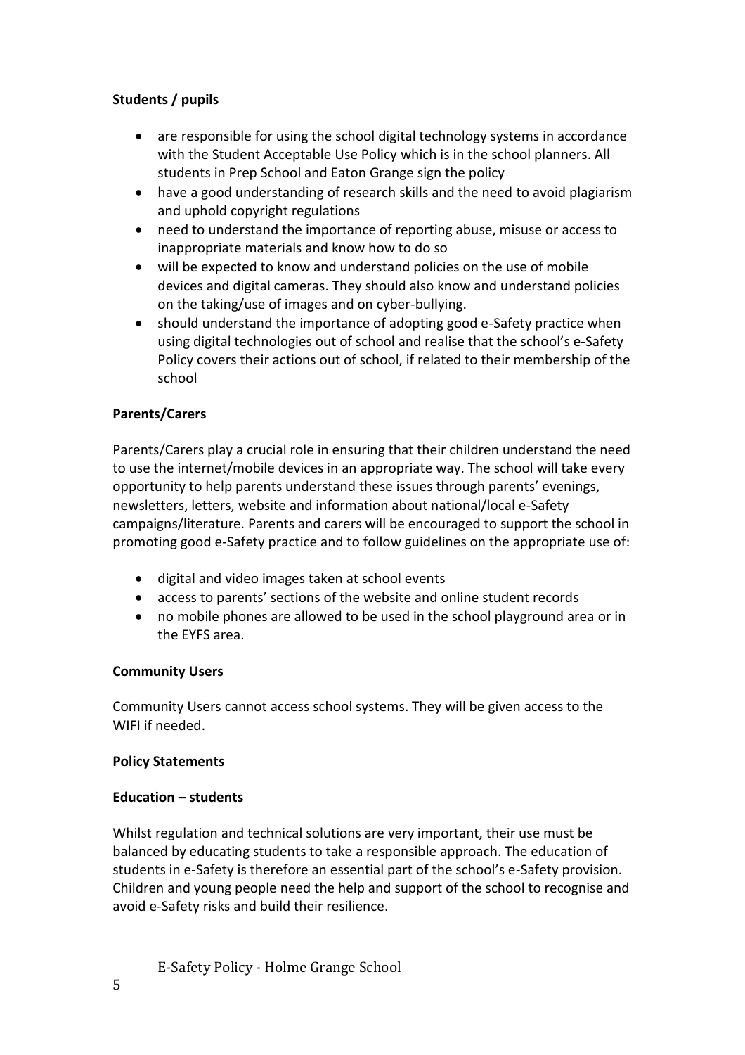**Students / pupils**

- are responsible for using the school digital technology systems in accordance with the Student Acceptable Use Policy which is in the school planners. All students in Prep School and Eaton Grange sign the policy
- have a good understanding of research skills and the need to avoid plagiarism and uphold copyright regulations
- need to understand the importance of reporting abuse, misuse or access to inappropriate materials and know how to do so
- will be expected to know and understand policies on the use of mobile devices and digital cameras. They should also know and understand policies on the taking/use of images and on cyber-bullying.
- should understand the importance of adopting good e-Safety practice when using digital technologies out of school and realise that the school's e-Safety Policy covers their actions out of school, if related to their membership of the school

**Parents/Carers**

Parents/Carers play a crucial role in ensuring that their children understand the need to use the internet/mobile devices in an appropriate way. The school will take every opportunity to help parents understand these issues through parents' evenings, newsletters, letters, website and information about national/local e-Safety campaigns/literature. Parents and carers will be encouraged to support the school in promoting good e-Safety practice and to follow guidelines on the appropriate use of:

- digital and video images taken at school events
- access to parents' sections of the website and online student records
- no mobile phones are allowed to be used in the school playground area or in the EYFS area.

**Community Users**

Community Users cannot access school systems. They will be given access to the WIFI if needed.

**Policy Statements**

**Education – students**

Whilst regulation and technical solutions are very important, their use must be balanced by educating students to take a responsible approach. The education of students in e-Safety is therefore an essential part of the school's e-Safety provision. Children and young people need the help and support of the school to recognise and avoid e-Safety risks and build their resilience.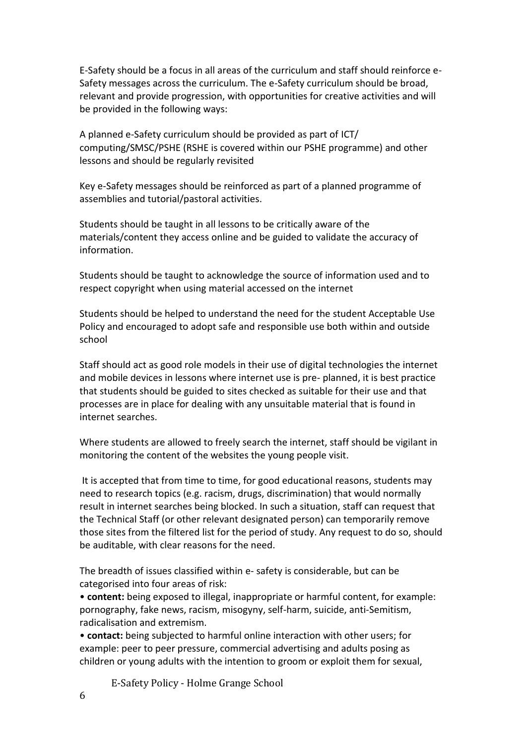E-Safety should be a focus in all areas of the curriculum and staff should reinforce e-Safety messages across the curriculum. The e-Safety curriculum should be broad, relevant and provide progression, with opportunities for creative activities and will be provided in the following ways:

A planned e-Safety curriculum should be provided as part of ICT/ computing/SMSC/PSHE (RSHE is covered within our PSHE programme) and other lessons and should be regularly revisited

Key e-Safety messages should be reinforced as part of a planned programme of assemblies and tutorial/pastoral activities.

Students should be taught in all lessons to be critically aware of the materials/content they access online and be guided to validate the accuracy of information.

Students should be taught to acknowledge the source of information used and to respect copyright when using material accessed on the internet

Students should be helped to understand the need for the student Acceptable Use Policy and encouraged to adopt safe and responsible use both within and outside school

Staff should act as good role models in their use of digital technologies the internet and mobile devices in lessons where internet use is pre- planned, it is best practice that students should be guided to sites checked as suitable for their use and that processes are in place for dealing with any unsuitable material that is found in internet searches.

Where students are allowed to freely search the internet, staff should be vigilant in monitoring the content of the websites the young people visit.

It is accepted that from time to time, for good educational reasons, students may need to research topics (e.g. racism, drugs, discrimination) that would normally result in internet searches being blocked. In such a situation, staff can request that the Technical Staff (or other relevant designated person) can temporarily remove those sites from the filtered list for the period of study. Any request to do so, should be auditable, with clear reasons for the need.

The breadth of issues classified within e- safety is considerable, but can be categorised into four areas of risk:

- **content:** being exposed to illegal, inappropriate or harmful content, for example: pornography, fake news, racism, misogyny, self-harm, suicide, anti-Semitism, radicalisation and extremism.
- **contact:** being subjected to harmful online interaction with other users; for example: peer to peer pressure, commercial advertising and adults posing as children or young adults with the intention to groom or exploit them for sexual,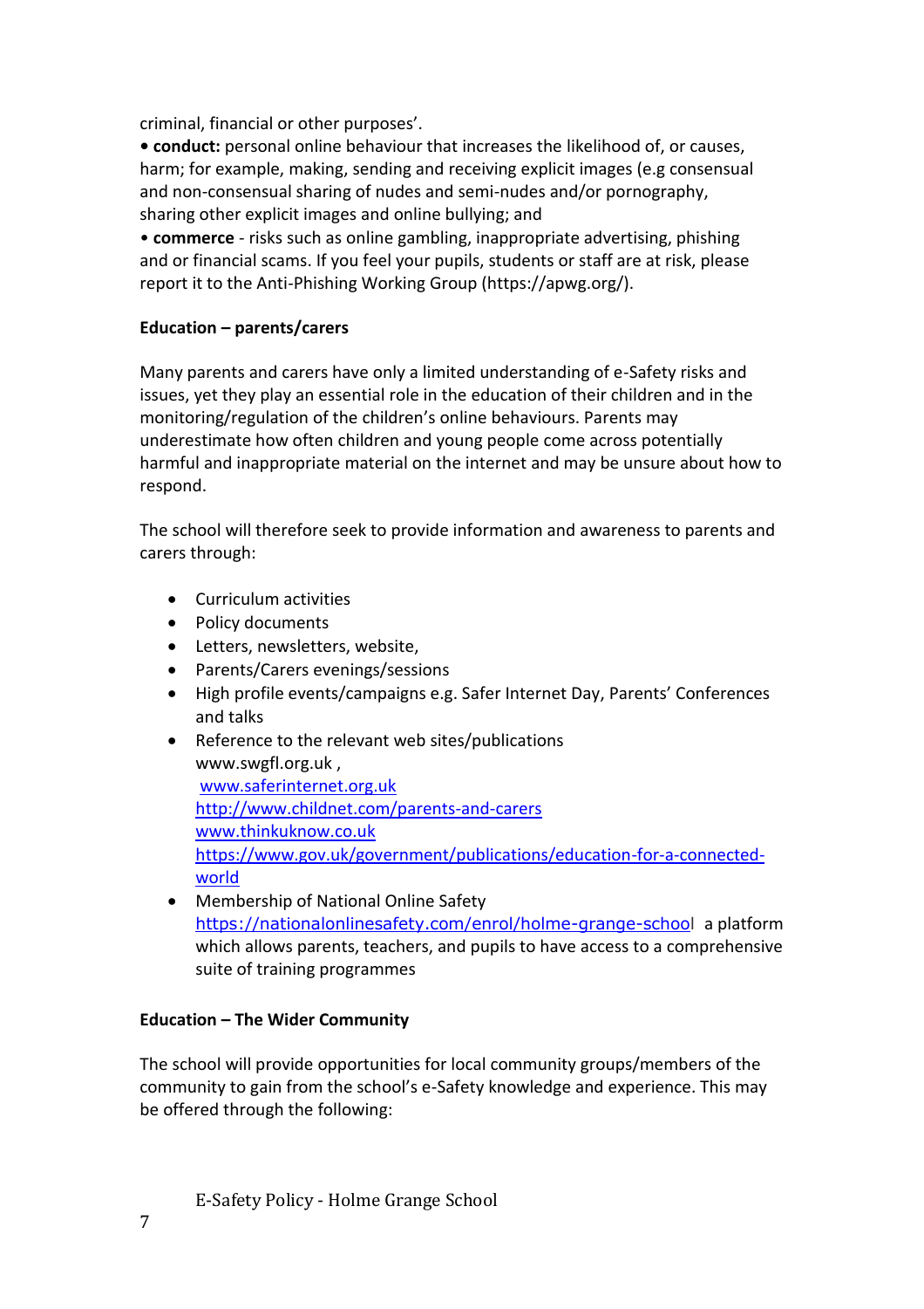criminal, financial or other purposes'.

• **conduct:** personal online behaviour that increases the likelihood of, or causes, harm; for example, making, sending and receiving explicit images (e.g consensual and non-consensual sharing of nudes and semi-nudes and/or pornography, sharing other explicit images and online bullying; and

• **commerce** - risks such as online gambling, inappropriate advertising, phishing and or financial scams. If you feel your pupils, students or staff are at risk, please report it to the Anti-Phishing Working Group (https://apwg.org/).

**Education – parents/carers**

Many parents and carers have only a limited understanding of e-Safety risks and issues, yet they play an essential role in the education of their children and in the monitoring/regulation of the children's online behaviours. Parents may underestimate how often children and young people come across potentially harmful and inappropriate material on the internet and may be unsure about how to respond.

The school will therefore seek to provide information and awareness to parents and carers through:

- Curriculum activities
- Policy documents
- Letters, newsletters, website,
- Parents/Carers evenings/sessions
- High profile events/campaigns e.g. Safer Internet Day, Parents' Conferences and talks
- Reference to the relevant web sites/publications
  www.swgfl.org.uk ,
  www.saferinternet.org.uk
  http://www.childnet.com/parents-and-carers
  www.thinkuknow.co.uk
  https://www.gov.uk/government/publications/education-for-a-connected-world
- Membership of National Online Safety
  https://nationalonlinesafety.com/enrol/holme-grange-school a platform which allows parents, teachers, and pupils to have access to a comprehensive suite of training programmes

**Education – The Wider Community**

The school will provide opportunities for local community groups/members of the community to gain from the school's e-Safety knowledge and experience. This may be offered through the following: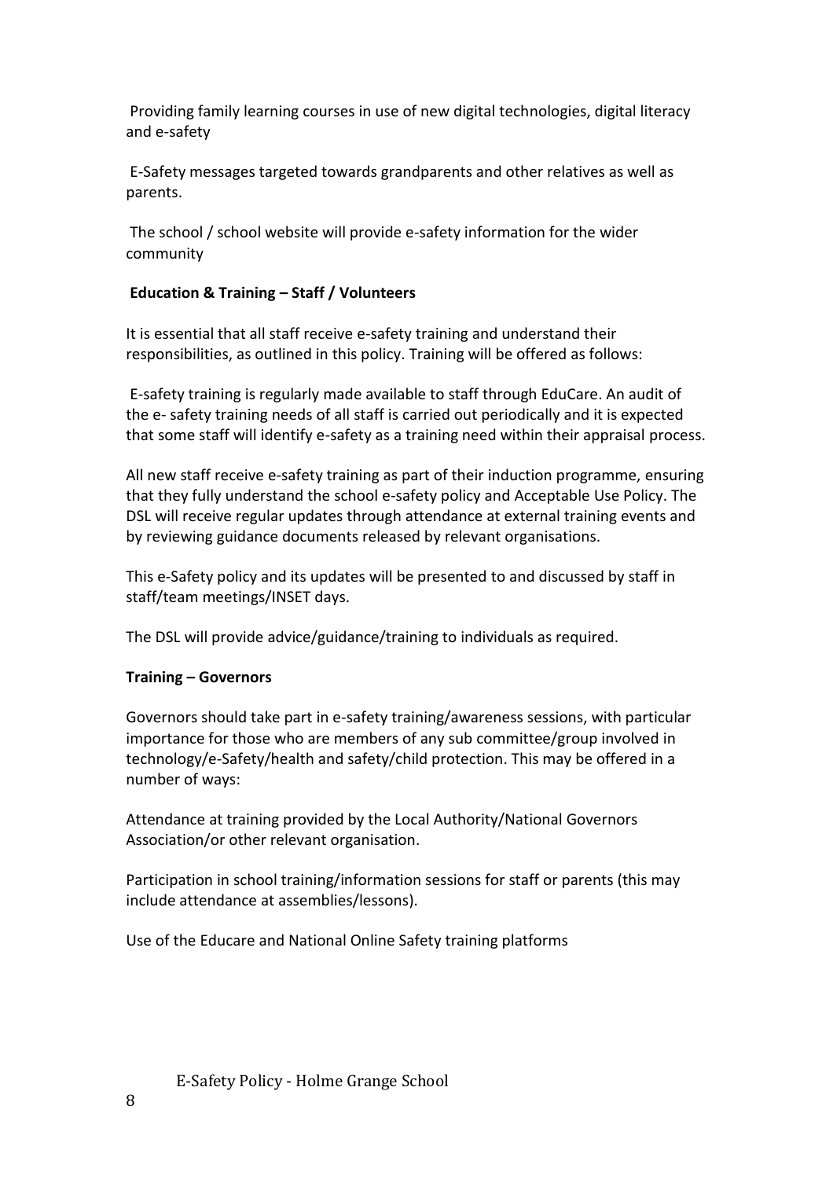Providing family learning courses in use of new digital technologies, digital literacy and e-safety

E-Safety messages targeted towards grandparents and other relatives as well as parents.

The school / school website will provide e-safety information for the wider community

**Education & Training – Staff / Volunteers**

It is essential that all staff receive e-safety training and understand their responsibilities, as outlined in this policy. Training will be offered as follows:

E-safety training is regularly made available to staff through EduCare. An audit of the e- safety training needs of all staff is carried out periodically and it is expected that some staff will identify e-safety as a training need within their appraisal process.

All new staff receive e-safety training as part of their induction programme, ensuring that they fully understand the school e-safety policy and Acceptable Use Policy. The DSL will receive regular updates through attendance at external training events and by reviewing guidance documents released by relevant organisations.

This e-Safety policy and its updates will be presented to and discussed by staff in staff/team meetings/INSET days.

The DSL will provide advice/guidance/training to individuals as required.

**Training – Governors**

Governors should take part in e-safety training/awareness sessions, with particular importance for those who are members of any sub committee/group involved in technology/e-Safety/health and safety/child protection. This may be offered in a number of ways:

Attendance at training provided by the Local Authority/National Governors Association/or other relevant organisation.

Participation in school training/information sessions for staff or parents (this may include attendance at assemblies/lessons).

Use of the Educare and National Online Safety training platforms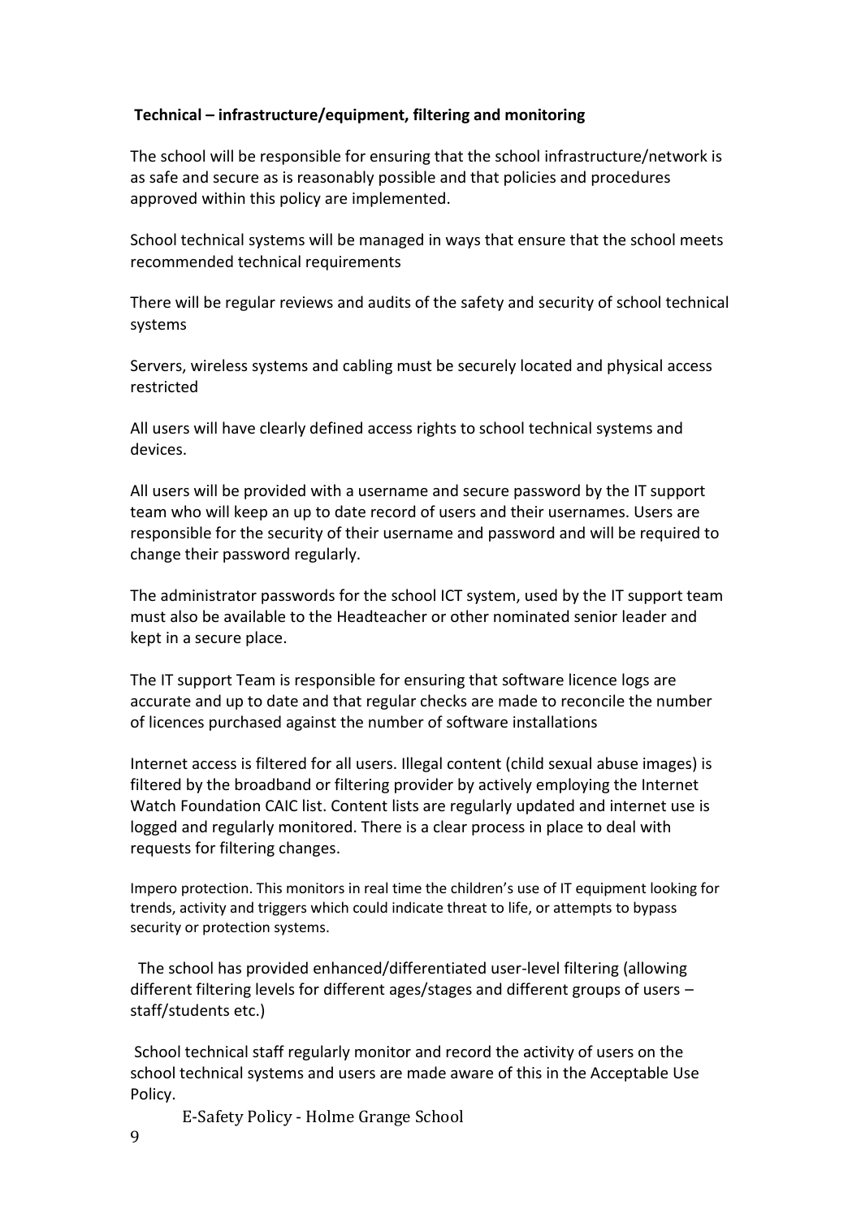**Technical – infrastructure/equipment, filtering and monitoring**

The school will be responsible for ensuring that the school infrastructure/network is as safe and secure as is reasonably possible and that policies and procedures approved within this policy are implemented.

School technical systems will be managed in ways that ensure that the school meets recommended technical requirements

There will be regular reviews and audits of the safety and security of school technical systems

Servers, wireless systems and cabling must be securely located and physical access restricted

All users will have clearly defined access rights to school technical systems and devices.

All users will be provided with a username and secure password by the IT support team who will keep an up to date record of users and their usernames. Users are responsible for the security of their username and password and will be required to change their password regularly.

The administrator passwords for the school ICT system, used by the IT support team must also be available to the Headteacher or other nominated senior leader and kept in a secure place.

The IT support Team is responsible for ensuring that software licence logs are accurate and up to date and that regular checks are made to reconcile the number of licences purchased against the number of software installations

Internet access is filtered for all users. Illegal content (child sexual abuse images) is filtered by the broadband or filtering provider by actively employing the Internet Watch Foundation CAIC list. Content lists are regularly updated and internet use is logged and regularly monitored. There is a clear process in place to deal with requests for filtering changes.

Impero protection. This monitors in real time the children's use of IT equipment looking for trends, activity and triggers which could indicate threat to life, or attempts to bypass security or protection systems.

The school has provided enhanced/differentiated user-level filtering (allowing different filtering levels for different ages/stages and different groups of users – staff/students etc.)

School technical staff regularly monitor and record the activity of users on the school technical systems and users are made aware of this in the Acceptable Use Policy.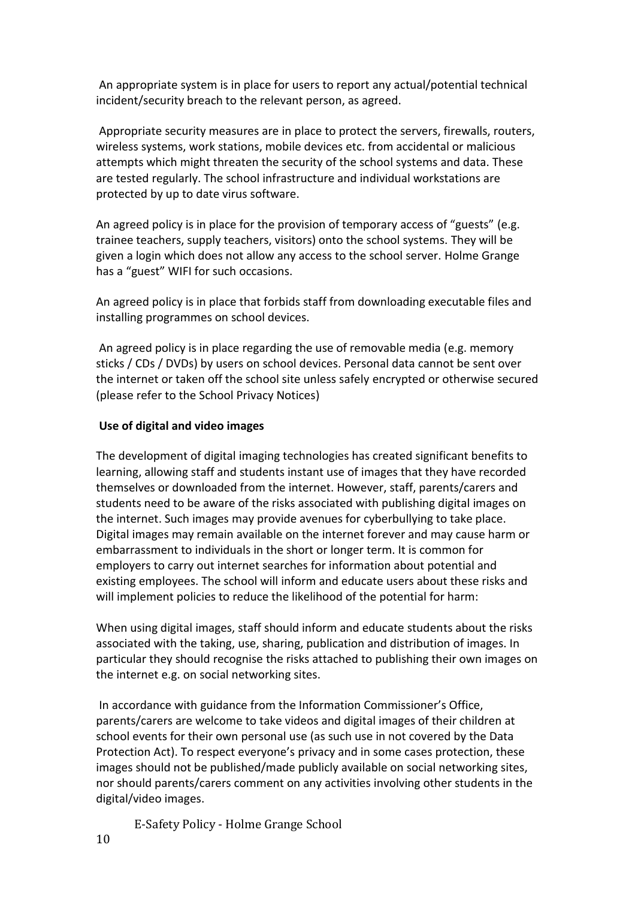An appropriate system is in place for users to report any actual/potential technical incident/security breach to the relevant person, as agreed.

Appropriate security measures are in place to protect the servers, firewalls, routers, wireless systems, work stations, mobile devices etc. from accidental or malicious attempts which might threaten the security of the school systems and data. These are tested regularly. The school infrastructure and individual workstations are protected by up to date virus software.

An agreed policy is in place for the provision of temporary access of "guests" (e.g. trainee teachers, supply teachers, visitors) onto the school systems. They will be given a login which does not allow any access to the school server. Holme Grange has a "guest" WIFI for such occasions.

An agreed policy is in place that forbids staff from downloading executable files and installing programmes on school devices.

An agreed policy is in place regarding the use of removable media (e.g. memory sticks / CDs / DVDs) by users on school devices. Personal data cannot be sent over the internet or taken off the school site unless safely encrypted or otherwise secured (please refer to the School Privacy Notices)

**Use of digital and video images**

The development of digital imaging technologies has created significant benefits to learning, allowing staff and students instant use of images that they have recorded themselves or downloaded from the internet. However, staff, parents/carers and students need to be aware of the risks associated with publishing digital images on the internet. Such images may provide avenues for cyberbullying to take place. Digital images may remain available on the internet forever and may cause harm or embarrassment to individuals in the short or longer term. It is common for employers to carry out internet searches for information about potential and existing employees. The school will inform and educate users about these risks and will implement policies to reduce the likelihood of the potential for harm:

When using digital images, staff should inform and educate students about the risks associated with the taking, use, sharing, publication and distribution of images. In particular they should recognise the risks attached to publishing their own images on the internet e.g. on social networking sites.

In accordance with guidance from the Information Commissioner's Office, parents/carers are welcome to take videos and digital images of their children at school events for their own personal use (as such use in not covered by the Data Protection Act). To respect everyone's privacy and in some cases protection, these images should not be published/made publicly available on social networking sites, nor should parents/carers comment on any activities involving other students in the digital/video images.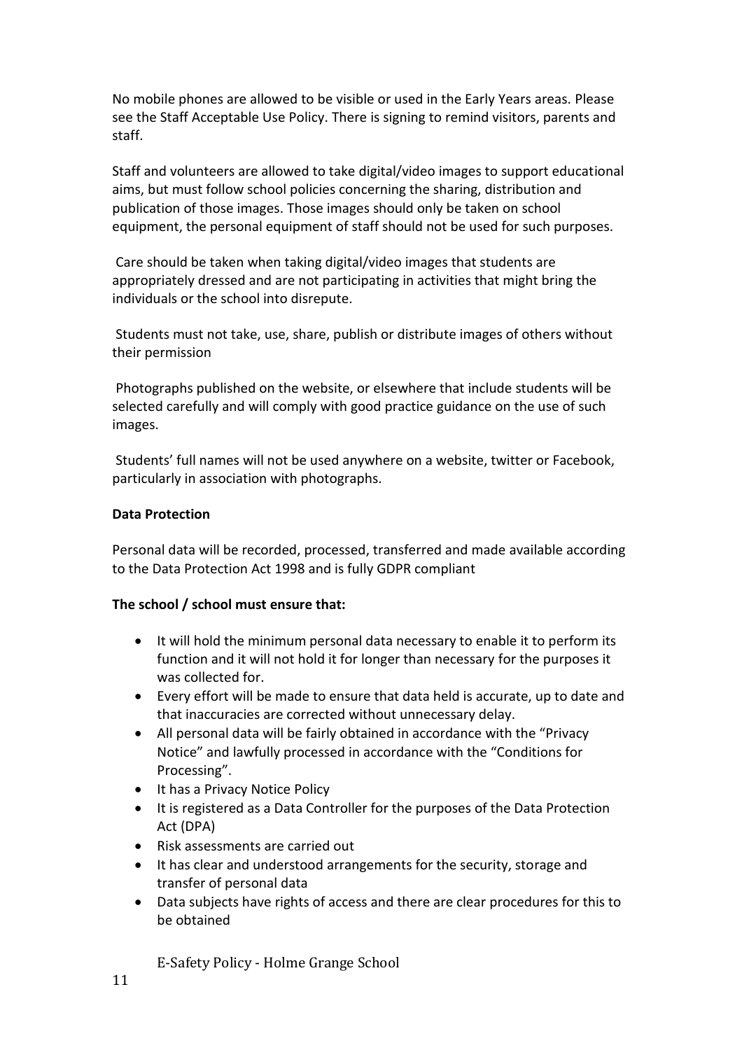No mobile phones are allowed to be visible or used in the Early Years areas. Please see the Staff Acceptable Use Policy. There is signing to remind visitors, parents and staff.

Staff and volunteers are allowed to take digital/video images to support educational aims, but must follow school policies concerning the sharing, distribution and publication of those images. Those images should only be taken on school equipment, the personal equipment of staff should not be used for such purposes.

Care should be taken when taking digital/video images that students are appropriately dressed and are not participating in activities that might bring the individuals or the school into disrepute.

Students must not take, use, share, publish or distribute images of others without their permission

Photographs published on the website, or elsewhere that include students will be selected carefully and will comply with good practice guidance on the use of such images.

Students' full names will not be used anywhere on a website, twitter or Facebook, particularly in association with photographs.

**Data Protection**

Personal data will be recorded, processed, transferred and made available according to the Data Protection Act 1998 and is fully GDPR compliant

**The school / school must ensure that:**

- It will hold the minimum personal data necessary to enable it to perform its function and it will not hold it for longer than necessary for the purposes it was collected for.
- Every effort will be made to ensure that data held is accurate, up to date and that inaccuracies are corrected without unnecessary delay.
- All personal data will be fairly obtained in accordance with the "Privacy Notice" and lawfully processed in accordance with the "Conditions for Processing".
- It has a Privacy Notice Policy
- It is registered as a Data Controller for the purposes of the Data Protection Act (DPA)
- Risk assessments are carried out
- It has clear and understood arrangements for the security, storage and transfer of personal data
- Data subjects have rights of access and there are clear procedures for this to be obtained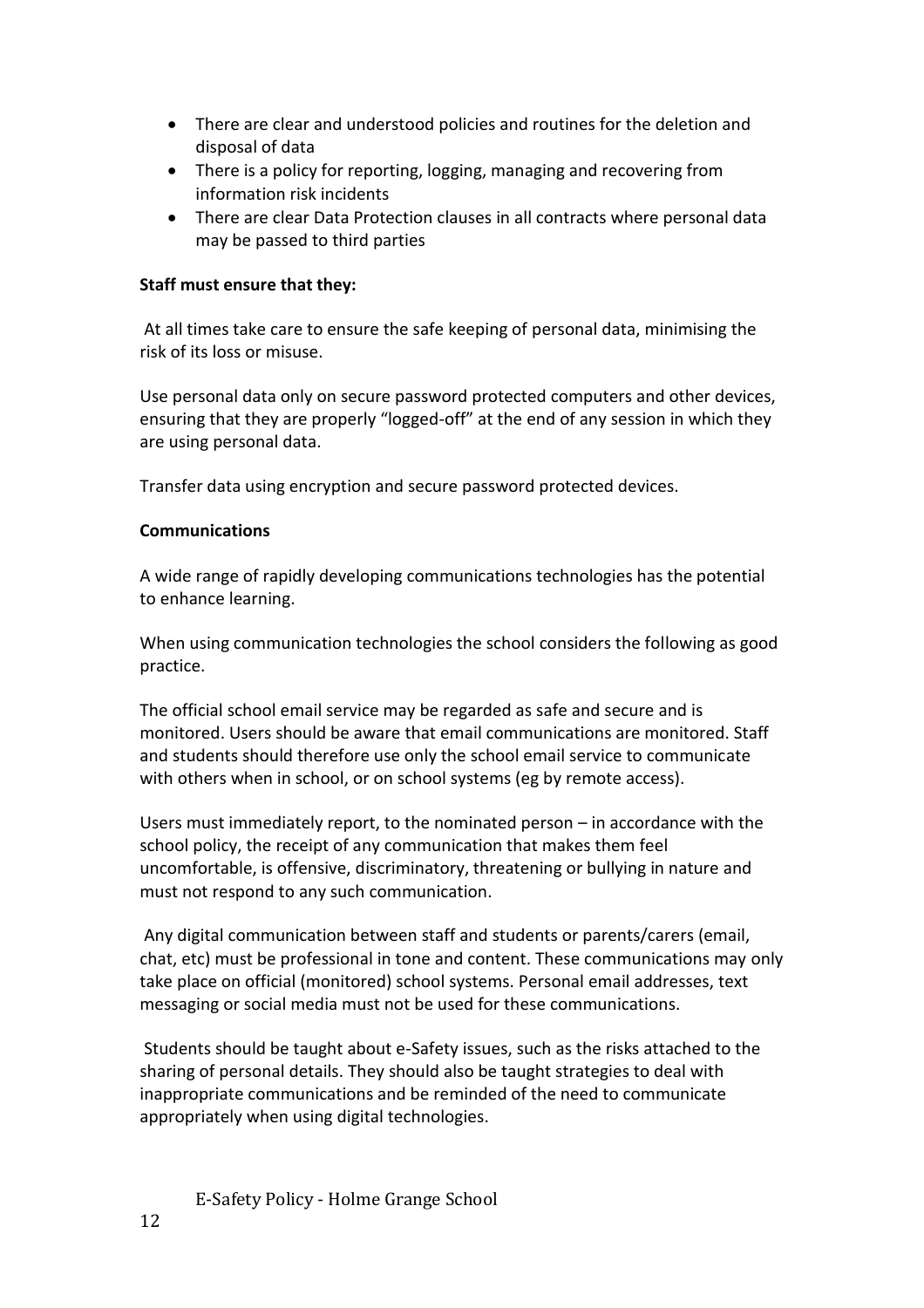- There are clear and understood policies and routines for the deletion and disposal of data
- There is a policy for reporting, logging, managing and recovering from information risk incidents
- There are clear Data Protection clauses in all contracts where personal data may be passed to third parties

**Staff must ensure that they:**

At all times take care to ensure the safe keeping of personal data, minimising the risk of its loss or misuse.

Use personal data only on secure password protected computers and other devices, ensuring that they are properly "logged-off" at the end of any session in which they are using personal data.

Transfer data using encryption and secure password protected devices.

**Communications**

A wide range of rapidly developing communications technologies has the potential to enhance learning.

When using communication technologies the school considers the following as good practice.

The official school email service may be regarded as safe and secure and is monitored. Users should be aware that email communications are monitored. Staff and students should therefore use only the school email service to communicate with others when in school, or on school systems (eg by remote access).

Users must immediately report, to the nominated person – in accordance with the school policy, the receipt of any communication that makes them feel uncomfortable, is offensive, discriminatory, threatening or bullying in nature and must not respond to any such communication.

Any digital communication between staff and students or parents/carers (email, chat, etc) must be professional in tone and content. These communications may only take place on official (monitored) school systems. Personal email addresses, text messaging or social media must not be used for these communications.

Students should be taught about e-Safety issues, such as the risks attached to the sharing of personal details. They should also be taught strategies to deal with inappropriate communications and be reminded of the need to communicate appropriately when using digital technologies.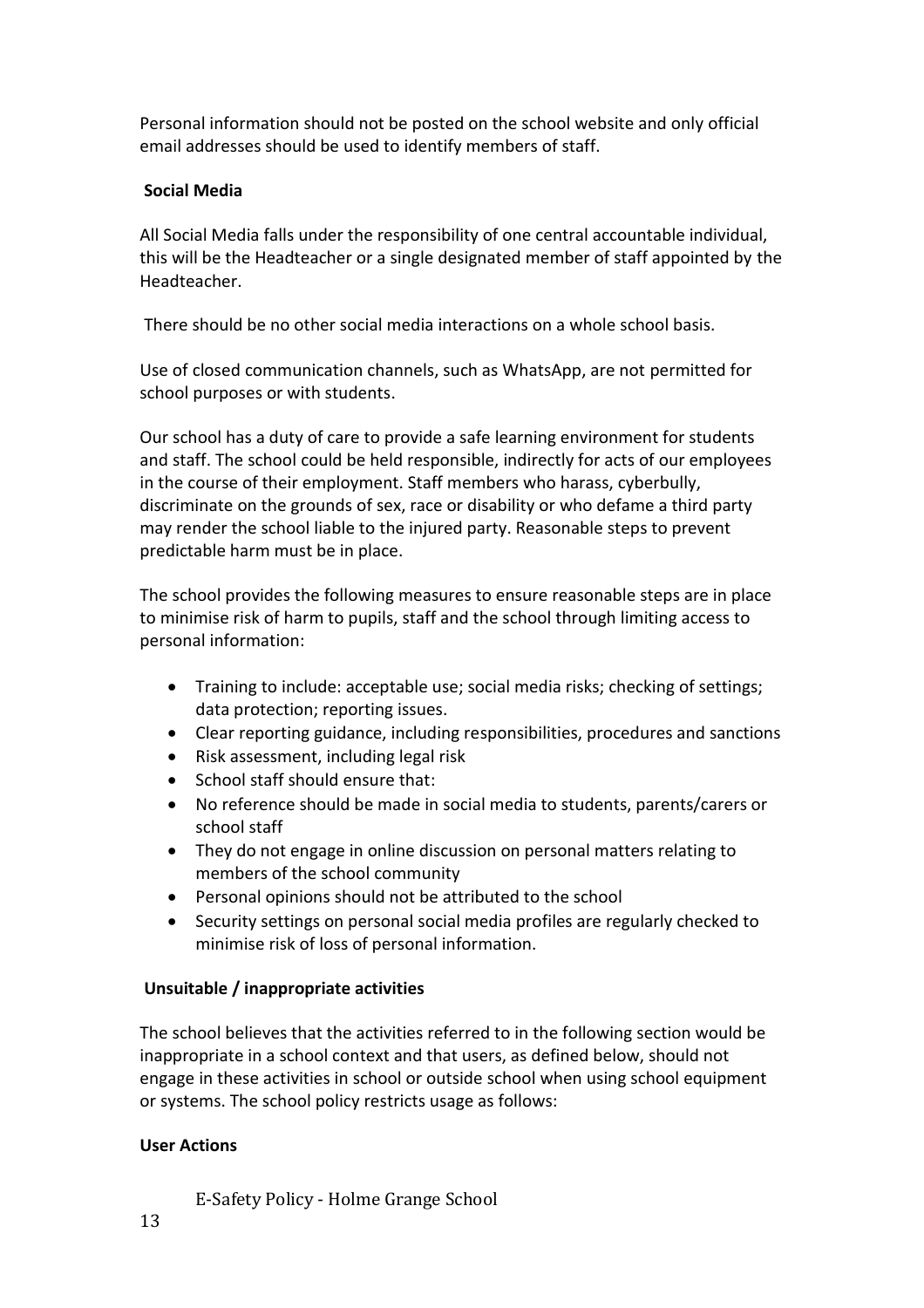Personal information should not be posted on the school website and only official email addresses should be used to identify members of staff.

**Social Media**

All Social Media falls under the responsibility of one central accountable individual, this will be the Headteacher or a single designated member of staff appointed by the Headteacher.

There should be no other social media interactions on a whole school basis.

Use of closed communication channels, such as WhatsApp, are not permitted for school purposes or with students.

Our school has a duty of care to provide a safe learning environment for students and staff. The school could be held responsible, indirectly for acts of our employees in the course of their employment. Staff members who harass, cyberbully, discriminate on the grounds of sex, race or disability or who defame a third party may render the school liable to the injured party. Reasonable steps to prevent predictable harm must be in place.

The school provides the following measures to ensure reasonable steps are in place to minimise risk of harm to pupils, staff and the school through limiting access to personal information:

- Training to include: acceptable use; social media risks; checking of settings; data protection; reporting issues.
- Clear reporting guidance, including responsibilities, procedures and sanctions
- Risk assessment, including legal risk
- School staff should ensure that:
- No reference should be made in social media to students, parents/carers or school staff
- They do not engage in online discussion on personal matters relating to members of the school community
- Personal opinions should not be attributed to the school
- Security settings on personal social media profiles are regularly checked to minimise risk of loss of personal information.

**Unsuitable / inappropriate activities**

The school believes that the activities referred to in the following section would be inappropriate in a school context and that users, as defined below, should not engage in these activities in school or outside school when using school equipment or systems. The school policy restricts usage as follows:

**User Actions**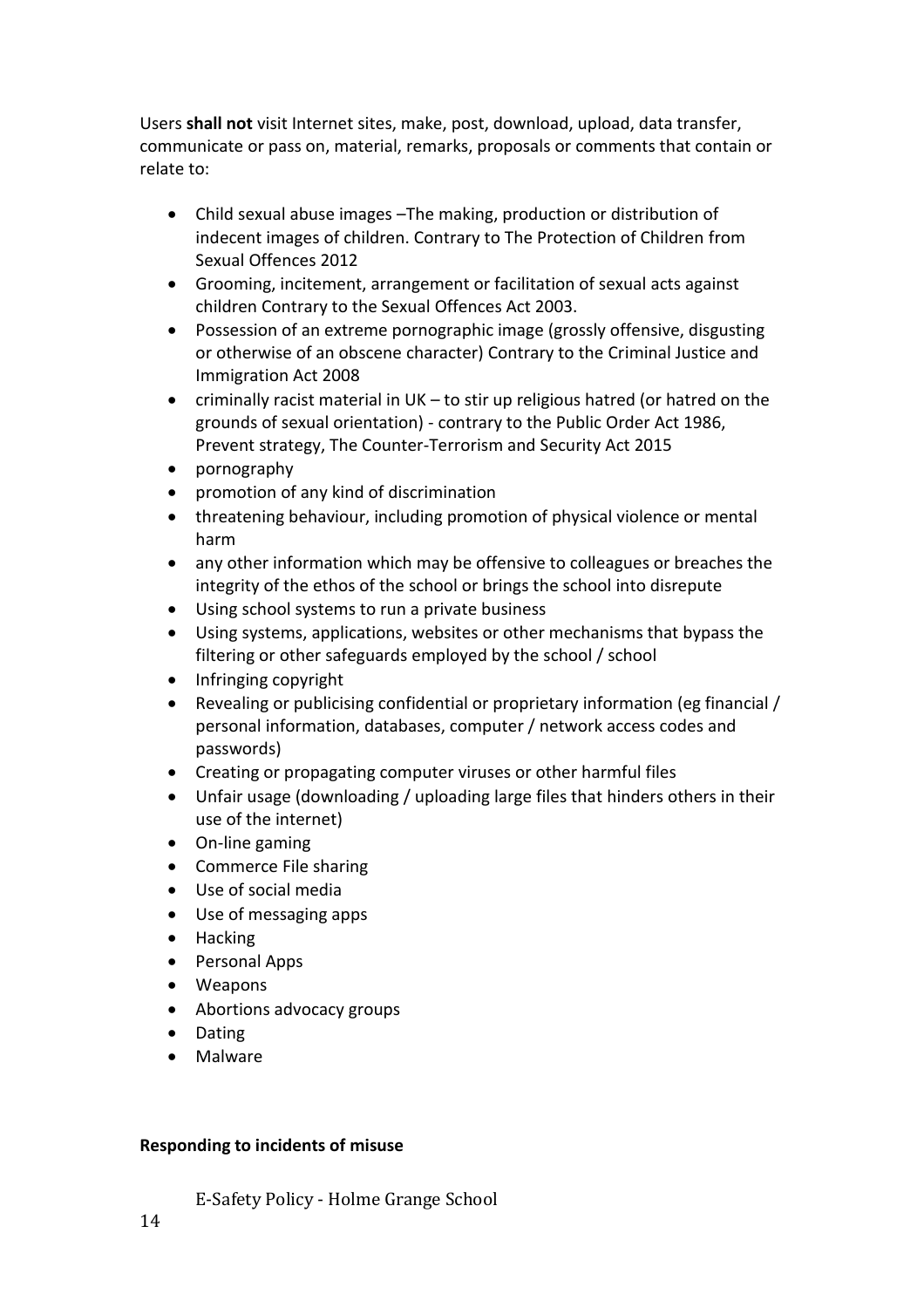Users **shall not** visit Internet sites, make, post, download, upload, data transfer, communicate or pass on, material, remarks, proposals or comments that contain or relate to:

- Child sexual abuse images –The making, production or distribution of indecent images of children. Contrary to The Protection of Children from Sexual Offences 2012
- Grooming, incitement, arrangement or facilitation of sexual acts against children Contrary to the Sexual Offences Act 2003.
- Possession of an extreme pornographic image (grossly offensive, disgusting or otherwise of an obscene character) Contrary to the Criminal Justice and Immigration Act 2008
- criminally racist material in UK – to stir up religious hatred (or hatred on the grounds of sexual orientation) - contrary to the Public Order Act 1986, Prevent strategy, The Counter-Terrorism and Security Act 2015
- pornography
- promotion of any kind of discrimination
- threatening behaviour, including promotion of physical violence or mental harm
- any other information which may be offensive to colleagues or breaches the integrity of the ethos of the school or brings the school into disrepute
- Using school systems to run a private business
- Using systems, applications, websites or other mechanisms that bypass the filtering or other safeguards employed by the school / school
- Infringing copyright
- Revealing or publicising confidential or proprietary information (eg financial / personal information, databases, computer / network access codes and passwords)
- Creating or propagating computer viruses or other harmful files
- Unfair usage (downloading / uploading large files that hinders others in their use of the internet)
- On-line gaming
- Commerce File sharing
- Use of social media
- Use of messaging apps
- Hacking
- Personal Apps
- Weapons
- Abortions advocacy groups
- Dating
- Malware

**Responding to incidents of misuse**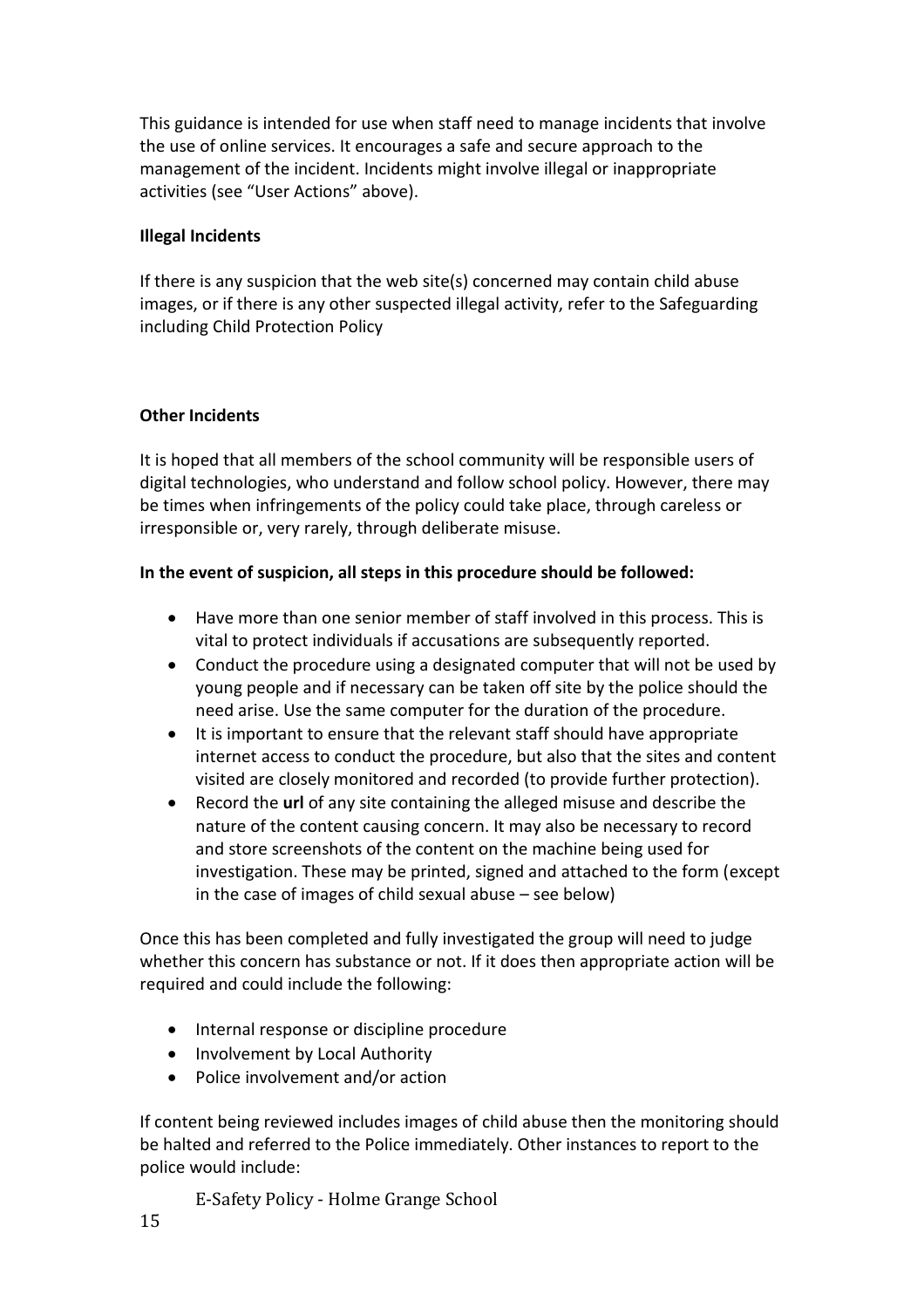This guidance is intended for use when staff need to manage incidents that involve the use of online services. It encourages a safe and secure approach to the management of the incident. Incidents might involve illegal or inappropriate activities (see "User Actions" above).

**Illegal Incidents**

If there is any suspicion that the web site(s) concerned may contain child abuse images, or if there is any other suspected illegal activity, refer to the Safeguarding including Child Protection Policy

**Other Incidents**

It is hoped that all members of the school community will be responsible users of digital technologies, who understand and follow school policy. However, there may be times when infringements of the policy could take place, through careless or irresponsible or, very rarely, through deliberate misuse.

**In the event of suspicion, all steps in this procedure should be followed:**

- Have more than one senior member of staff involved in this process. This is vital to protect individuals if accusations are subsequently reported.
- Conduct the procedure using a designated computer that will not be used by young people and if necessary can be taken off site by the police should the need arise. Use the same computer for the duration of the procedure.
- It is important to ensure that the relevant staff should have appropriate internet access to conduct the procedure, but also that the sites and content visited are closely monitored and recorded (to provide further protection).
- Record the **url** of any site containing the alleged misuse and describe the nature of the content causing concern. It may also be necessary to record and store screenshots of the content on the machine being used for investigation. These may be printed, signed and attached to the form (except in the case of images of child sexual abuse – see below)

Once this has been completed and fully investigated the group will need to judge whether this concern has substance or not. If it does then appropriate action will be required and could include the following:

- Internal response or discipline procedure
- Involvement by Local Authority
- Police involvement and/or action

If content being reviewed includes images of child abuse then the monitoring should be halted and referred to the Police immediately. Other instances to report to the police would include: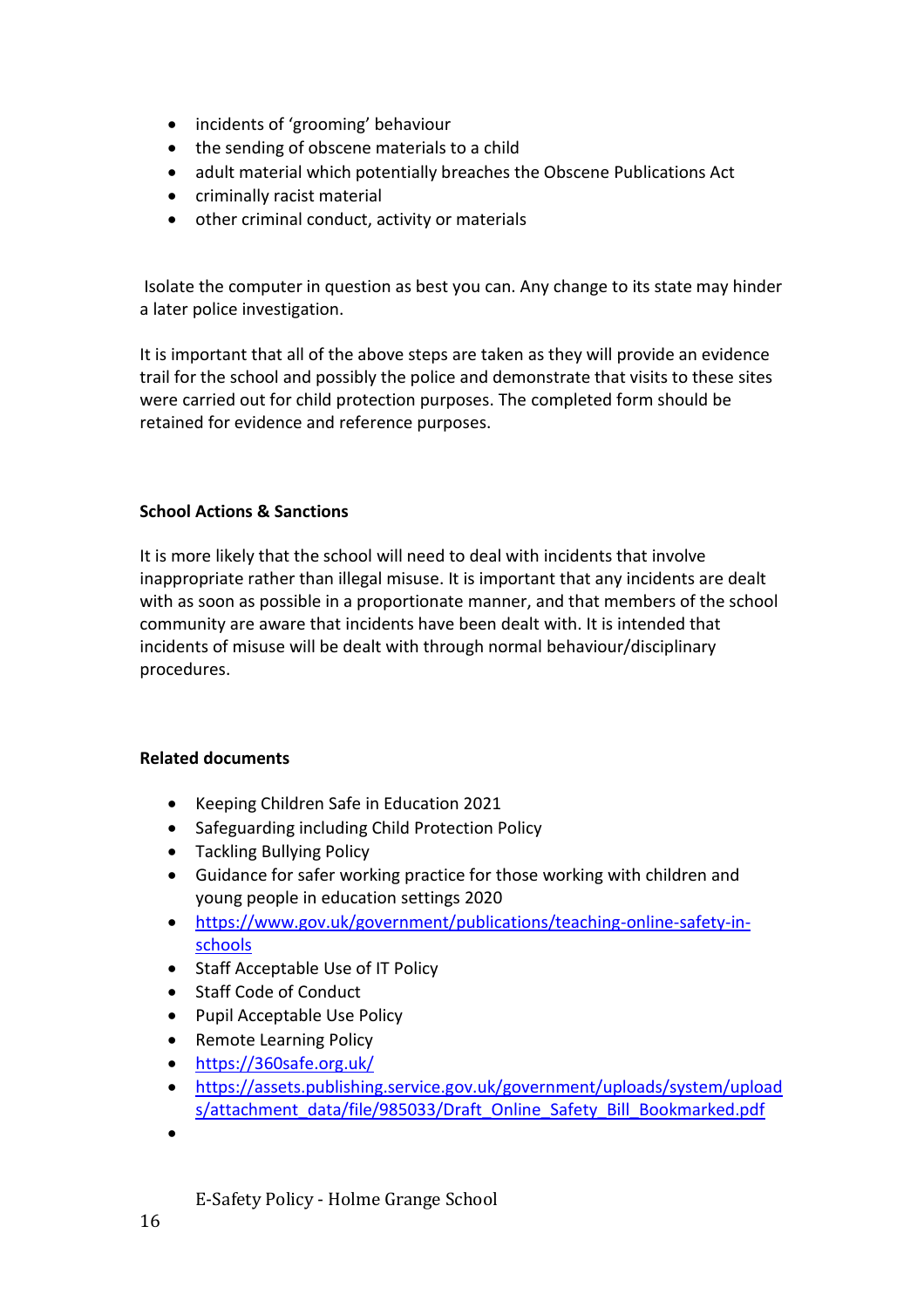- incidents of 'grooming' behaviour
- the sending of obscene materials to a child
- adult material which potentially breaches the Obscene Publications Act
- criminally racist material
- other criminal conduct, activity or materials

Isolate the computer in question as best you can. Any change to its state may hinder a later police investigation.

It is important that all of the above steps are taken as they will provide an evidence trail for the school and possibly the police and demonstrate that visits to these sites were carried out for child protection purposes. The completed form should be retained for evidence and reference purposes.

**School Actions & Sanctions**

It is more likely that the school will need to deal with incidents that involve inappropriate rather than illegal misuse. It is important that any incidents are dealt with as soon as possible in a proportionate manner, and that members of the school community are aware that incidents have been dealt with. It is intended that incidents of misuse will be dealt with through normal behaviour/disciplinary procedures.

**Related documents**

- Keeping Children Safe in Education 2021
- Safeguarding including Child Protection Policy
- Tackling Bullying Policy
- Guidance for safer working practice for those working with children and young people in education settings 2020
- https://www.gov.uk/government/publications/teaching-online-safety-in-schools
- Staff Acceptable Use of IT Policy
- Staff Code of Conduct
- Pupil Acceptable Use Policy
- Remote Learning Policy
- https://360safe.org.uk/
- https://assets.publishing.service.gov.uk/government/uploads/system/uploads/attachment_data/file/985033/Draft_Online_Safety_Bill_Bookmarked.pdf
-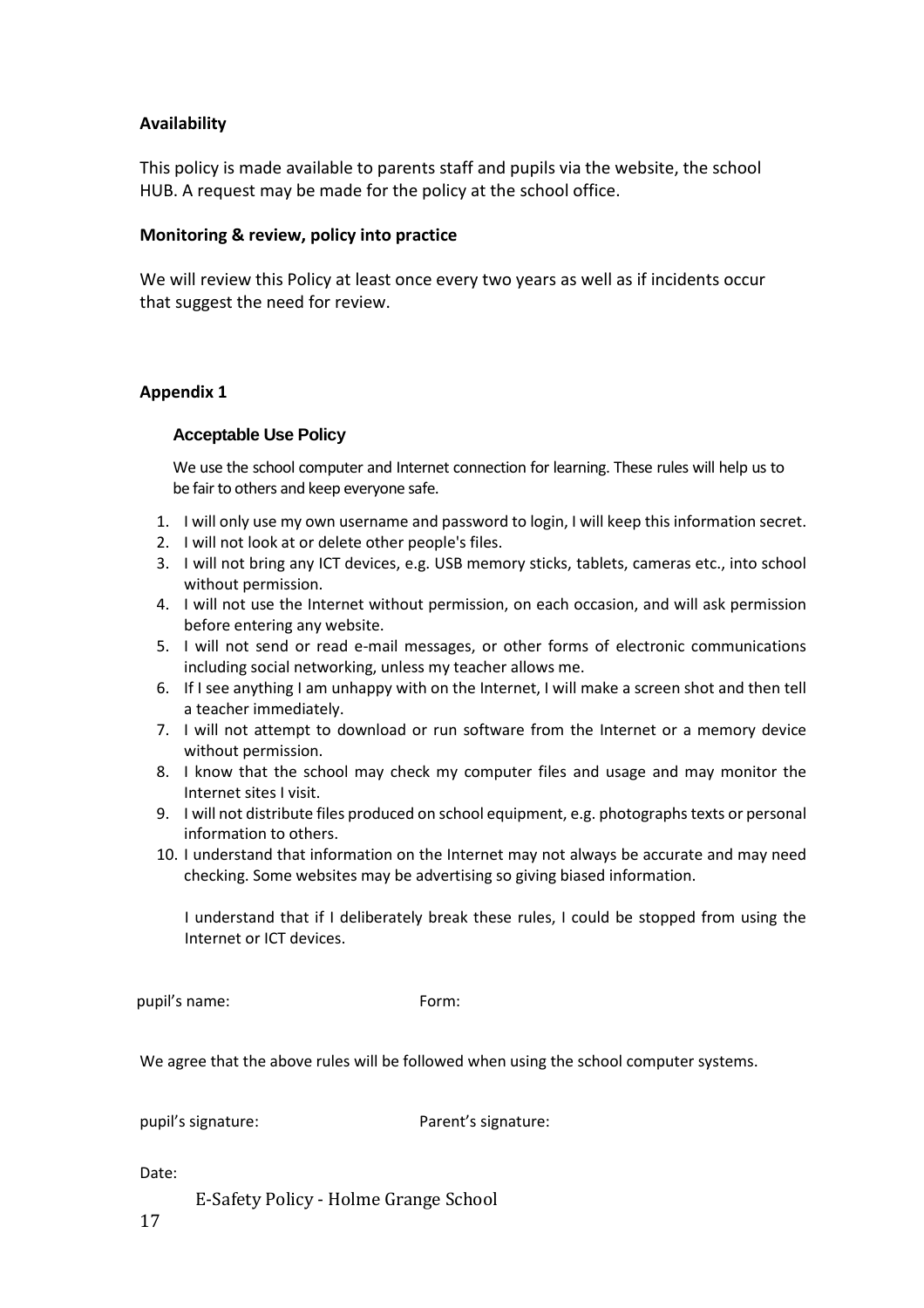**Availability**

This policy is made available to parents staff and pupils via the website, the school HUB. A request may be made for the policy at the school office.

**Monitoring & review, policy into practice**

We will review this Policy at least once every two years as well as if incidents occur that suggest the need for review.

**Appendix 1**

**Acceptable Use Policy**

We use the school computer and Internet connection for learning. These rules will help us to be fair to others and keep everyone safe.

1. I will only use my own username and password to login, I will keep this information secret.
2. I will not look at or delete other people's files.
3. I will not bring any ICT devices, e.g. USB memory sticks, tablets, cameras etc., into school without permission.
4. I will not use the Internet without permission, on each occasion, and will ask permission before entering any website.
5. I will not send or read e-mail messages, or other forms of electronic communications including social networking, unless my teacher allows me.
6. If I see anything I am unhappy with on the Internet, I will make a screen shot and then tell a teacher immediately.
7. I will not attempt to download or run software from the Internet or a memory device without permission.
8. I know that the school may check my computer files and usage and may monitor the Internet sites I visit.
9. I will not distribute files produced on school equipment, e.g. photographs texts or personal information to others.
10. I understand that information on the Internet may not always be accurate and may need checking. Some websites may be advertising so giving biased information.

I understand that if I deliberately break these rules, I could be stopped from using the Internet or ICT devices.

pupil's name: Form:

We agree that the above rules will be followed when using the school computer systems.

pupil's signature: Parent's signature:

Date: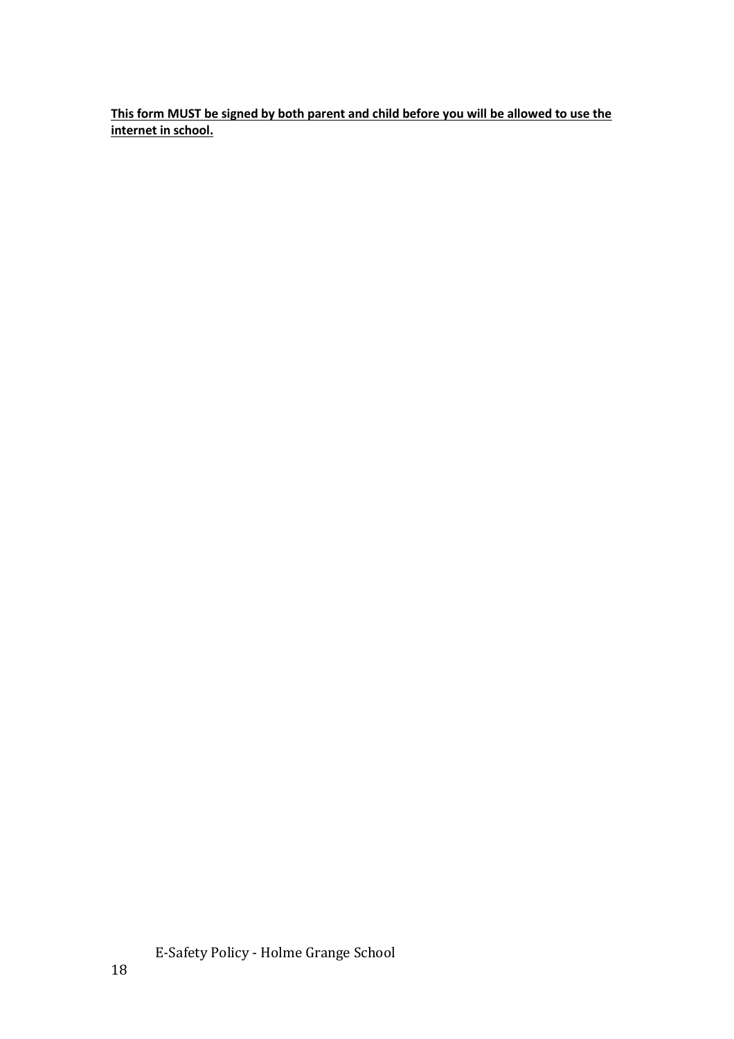**This form MUST be signed by both parent and child before you will be allowed to use the internet in school.**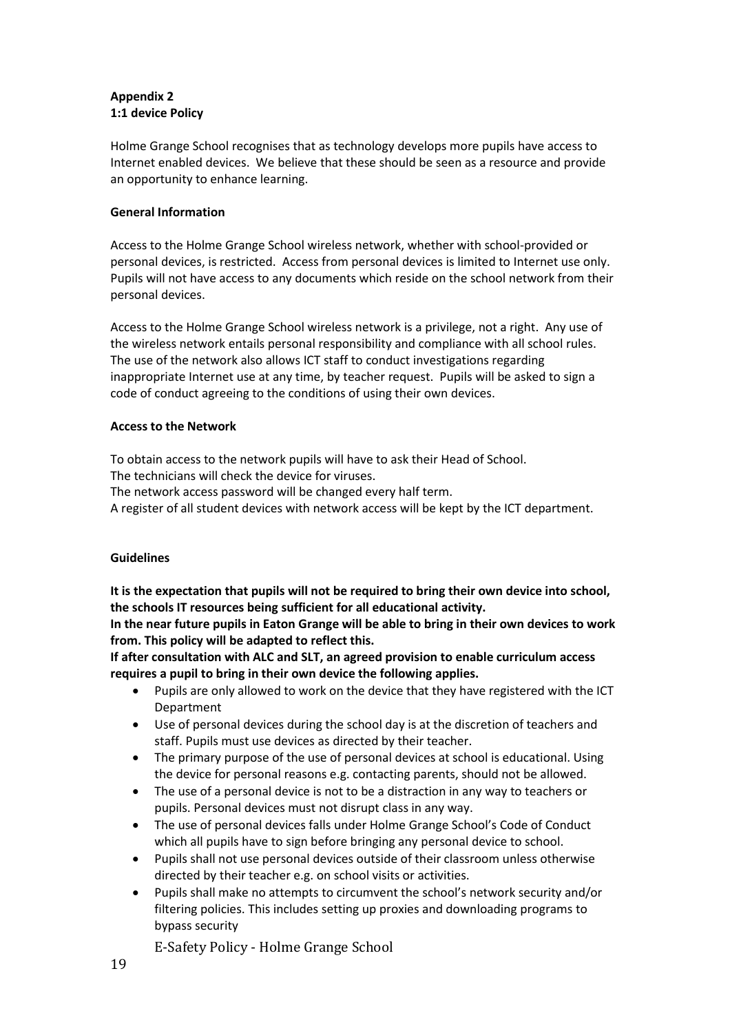**Appendix 2**
**1:1 device Policy**

Holme Grange School recognises that as technology develops more pupils have access to Internet enabled devices. We believe that these should be seen as a resource and provide an opportunity to enhance learning.

**General Information**

Access to the Holme Grange School wireless network, whether with school-provided or personal devices, is restricted. Access from personal devices is limited to Internet use only. Pupils will not have access to any documents which reside on the school network from their personal devices.

Access to the Holme Grange School wireless network is a privilege, not a right. Any use of the wireless network entails personal responsibility and compliance with all school rules. The use of the network also allows ICT staff to conduct investigations regarding inappropriate Internet use at any time, by teacher request. Pupils will be asked to sign a code of conduct agreeing to the conditions of using their own devices.

**Access to the Network**

To obtain access to the network pupils will have to ask their Head of School.
The technicians will check the device for viruses.
The network access password will be changed every half term.
A register of all student devices with network access will be kept by the ICT department.

**Guidelines**

**It is the expectation that pupils will not be required to bring their own device into school, the schools IT resources being sufficient for all educational activity.**
**In the near future pupils in Eaton Grange will be able to bring in their own devices to work from. This policy will be adapted to reflect this.**
**If after consultation with ALC and SLT, an agreed provision to enable curriculum access requires a pupil to bring in their own device the following applies.**

- Pupils are only allowed to work on the device that they have registered with the ICT Department
- Use of personal devices during the school day is at the discretion of teachers and staff. Pupils must use devices as directed by their teacher.
- The primary purpose of the use of personal devices at school is educational. Using the device for personal reasons e.g. contacting parents, should not be allowed.
- The use of a personal device is not to be a distraction in any way to teachers or pupils. Personal devices must not disrupt class in any way.
- The use of personal devices falls under Holme Grange School's Code of Conduct which all pupils have to sign before bringing any personal device to school.
- Pupils shall not use personal devices outside of their classroom unless otherwise directed by their teacher e.g. on school visits or activities.
- Pupils shall make no attempts to circumvent the school's network security and/or filtering policies. This includes setting up proxies and downloading programs to bypass security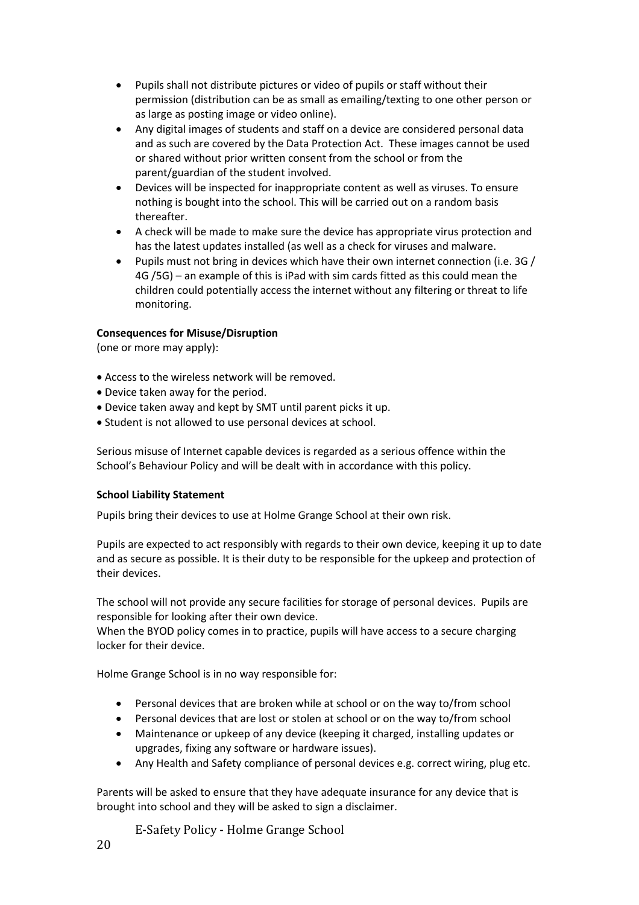- Pupils shall not distribute pictures or video of pupils or staff without their permission (distribution can be as small as emailing/texting to one other person or as large as posting image or video online).
- Any digital images of students and staff on a device are considered personal data and as such are covered by the Data Protection Act. These images cannot be used or shared without prior written consent from the school or from the parent/guardian of the student involved.
- Devices will be inspected for inappropriate content as well as viruses. To ensure nothing is bought into the school. This will be carried out on a random basis thereafter.
- A check will be made to make sure the device has appropriate virus protection and has the latest updates installed (as well as a check for viruses and malware.
- Pupils must not bring in devices which have their own internet connection (i.e. 3G / 4G /5G) – an example of this is iPad with sim cards fitted as this could mean the children could potentially access the internet without any filtering or threat to life monitoring.

**Consequences for Misuse/Disruption**

(one or more may apply):

- Access to the wireless network will be removed.
- Device taken away for the period.
- Device taken away and kept by SMT until parent picks it up.
- Student is not allowed to use personal devices at school.

Serious misuse of Internet capable devices is regarded as a serious offence within the School's Behaviour Policy and will be dealt with in accordance with this policy.

**School Liability Statement**

Pupils bring their devices to use at Holme Grange School at their own risk.

Pupils are expected to act responsibly with regards to their own device, keeping it up to date and as secure as possible. It is their duty to be responsible for the upkeep and protection of their devices.

The school will not provide any secure facilities for storage of personal devices. Pupils are responsible for looking after their own device.
When the BYOD policy comes in to practice, pupils will have access to a secure charging locker for their device.

Holme Grange School is in no way responsible for:

- Personal devices that are broken while at school or on the way to/from school
- Personal devices that are lost or stolen at school or on the way to/from school
- Maintenance or upkeep of any device (keeping it charged, installing updates or upgrades, fixing any software or hardware issues).
- Any Health and Safety compliance of personal devices e.g. correct wiring, plug etc.

Parents will be asked to ensure that they have adequate insurance for any device that is brought into school and they will be asked to sign a disclaimer.